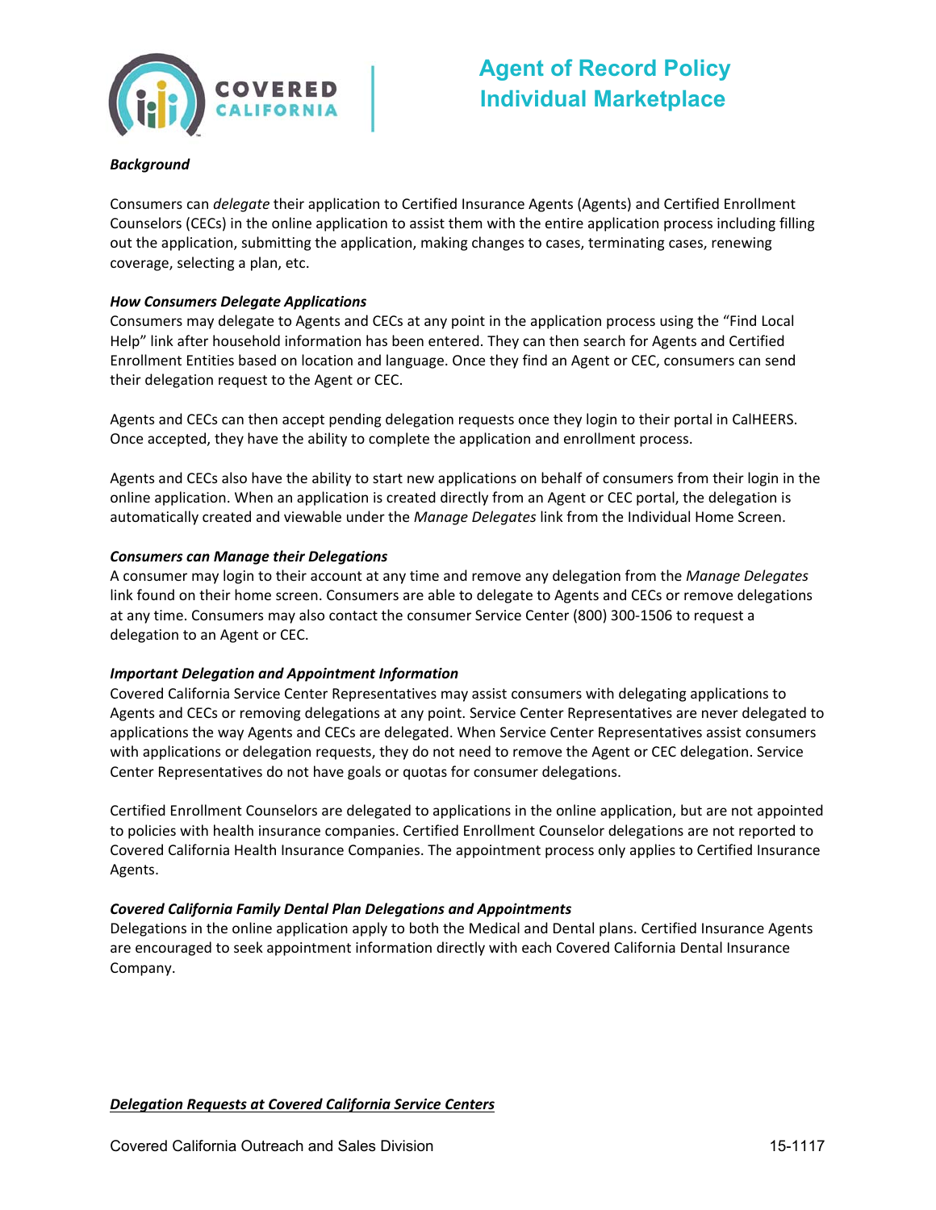# Agent of Record Policy
# Individual Marketplace

***Background***

Consumers can *delegate* their application to Certified Insurance Agents (Agents) and Certified Enrollment Counselors (CECs) in the online application to assist them with the entire application process including filling out the application, submitting the application, making changes to cases, terminating cases, renewing coverage, selecting a plan, etc.

***How Consumers Delegate Applications***

Consumers may delegate to Agents and CECs at any point in the application process using the "Find Local Help" link after household information has been entered. They can then search for Agents and Certified Enrollment Entities based on location and language. Once they find an Agent or CEC, consumers can send their delegation request to the Agent or CEC.

Agents and CECs can then accept pending delegation requests once they login to their portal in CalHEERS. Once accepted, they have the ability to complete the application and enrollment process.

Agents and CECs also have the ability to start new applications on behalf of consumers from their login in the online application. When an application is created directly from an Agent or CEC portal, the delegation is automatically created and viewable under the *Manage Delegates* link from the Individual Home Screen.

***Consumers can Manage their Delegations***

A consumer may login to their account at any time and remove any delegation from the *Manage Delegates* link found on their home screen. Consumers are able to delegate to Agents and CECs or remove delegations at any time. Consumers may also contact the consumer Service Center (800) 300-1506 to request a delegation to an Agent or CEC.

***Important Delegation and Appointment Information***

Covered California Service Center Representatives may assist consumers with delegating applications to Agents and CECs or removing delegations at any point. Service Center Representatives are never delegated to applications the way Agents and CECs are delegated. When Service Center Representatives assist consumers with applications or delegation requests, they do not need to remove the Agent or CEC delegation. Service Center Representatives do not have goals or quotas for consumer delegations.

Certified Enrollment Counselors are delegated to applications in the online application, but are not appointed to policies with health insurance companies. Certified Enrollment Counselor delegations are not reported to Covered California Health Insurance Companies. The appointment process only applies to Certified Insurance Agents.

***Covered California Family Dental Plan Delegations and Appointments***

Delegations in the online application apply to both the Medical and Dental plans. Certified Insurance Agents are encouraged to seek appointment information directly with each Covered California Dental Insurance Company.

***<u>Delegation Requests at Covered California Service Centers</u>***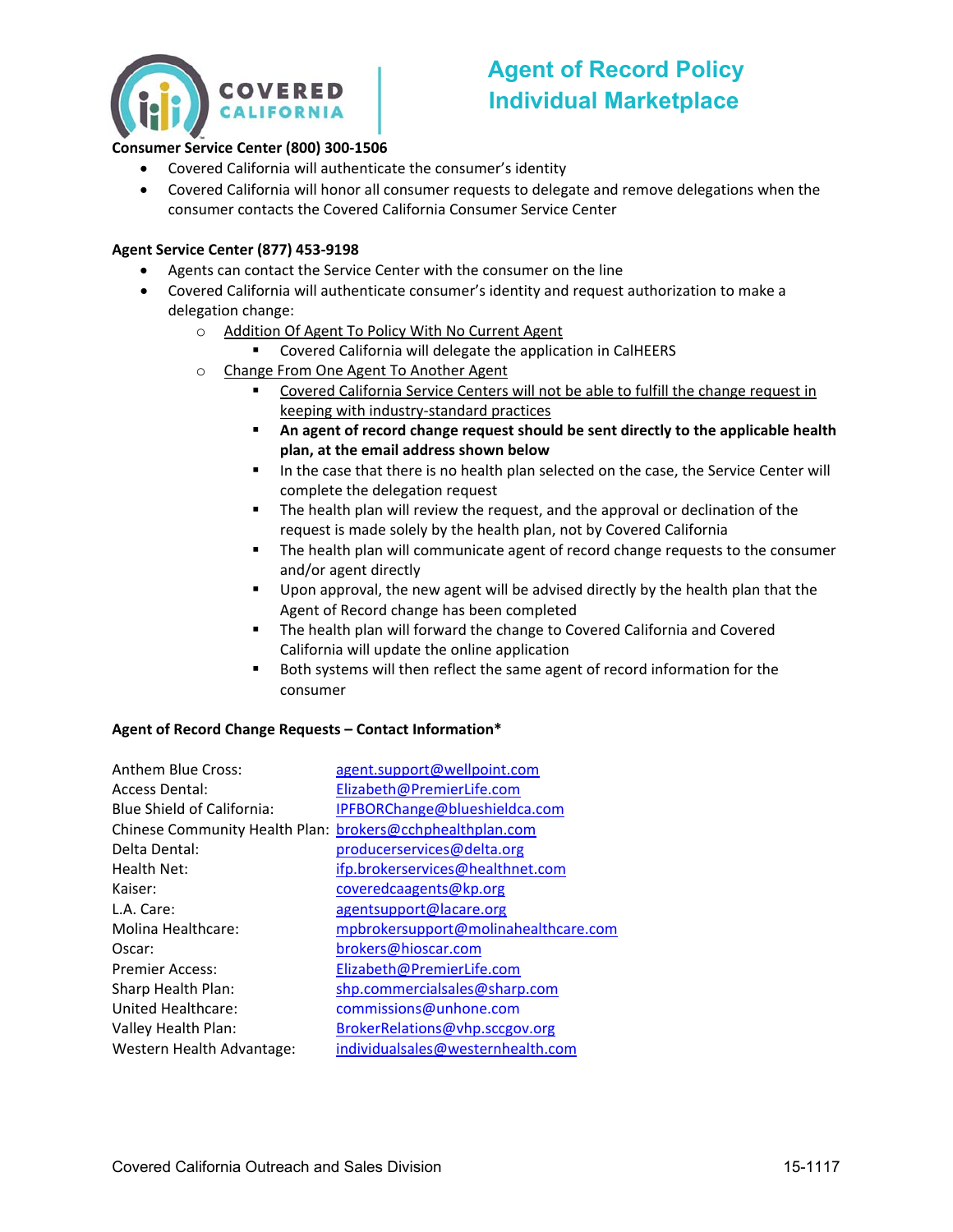# Agent of Record Policy Individual Marketplace

**Consumer Service Center (800) 300-1506**

- Covered California will authenticate the consumer's identity
- Covered California will honor all consumer requests to delegate and remove delegations when the consumer contacts the Covered California Consumer Service Center

**Agent Service Center (877) 453-9198**

- Agents can contact the Service Center with the consumer on the line
- Covered California will authenticate consumer's identity and request authorization to make a delegation change:
  - Addition Of Agent To Policy With No Current Agent
    - Covered California will delegate the application in CalHEERS
  - Change From One Agent To Another Agent
    - Covered California Service Centers will not be able to fulfill the change request in keeping with industry-standard practices
    - **An agent of record change request should be sent directly to the applicable health plan, at the email address shown below**
    - In the case that there is no health plan selected on the case, the Service Center will complete the delegation request
    - The health plan will review the request, and the approval or declination of the request is made solely by the health plan, not by Covered California
    - The health plan will communicate agent of record change requests to the consumer and/or agent directly
    - Upon approval, the new agent will be advised directly by the health plan that the Agent of Record change has been completed
    - The health plan will forward the change to Covered California and Covered California will update the online application
    - Both systems will then reflect the same agent of record information for the consumer

**Agent of Record Change Requests – Contact Information***

| | |
|---|---|
| Anthem Blue Cross: | agent.support@wellpoint.com |
| Access Dental: | Elizabeth@PremierLife.com |
| Blue Shield of California: | IPFBORChange@blueshieldca.com |
| Chinese Community Health Plan: | brokers@cchphealthplan.com |
| Delta Dental: | producerservices@delta.org |
| Health Net: | ifp.brokerservices@healthnet.com |
| Kaiser: | coveredcaagents@kp.org |
| L.A. Care: | agentsupport@lacare.org |
| Molina Healthcare: | mpbrokersupport@molinahealthcare.com |
| Oscar: | brokers@hioscar.com |
| Premier Access: | Elizabeth@PremierLife.com |
| Sharp Health Plan: | shp.commercialsales@sharp.com |
| United Healthcare: | commissions@unhone.com |
| Valley Health Plan: | BrokerRelations@vhp.sccgov.org |
| Western Health Advantage: | individualsales@westernhealth.com |

Covered California Outreach and Sales Division 15-1117